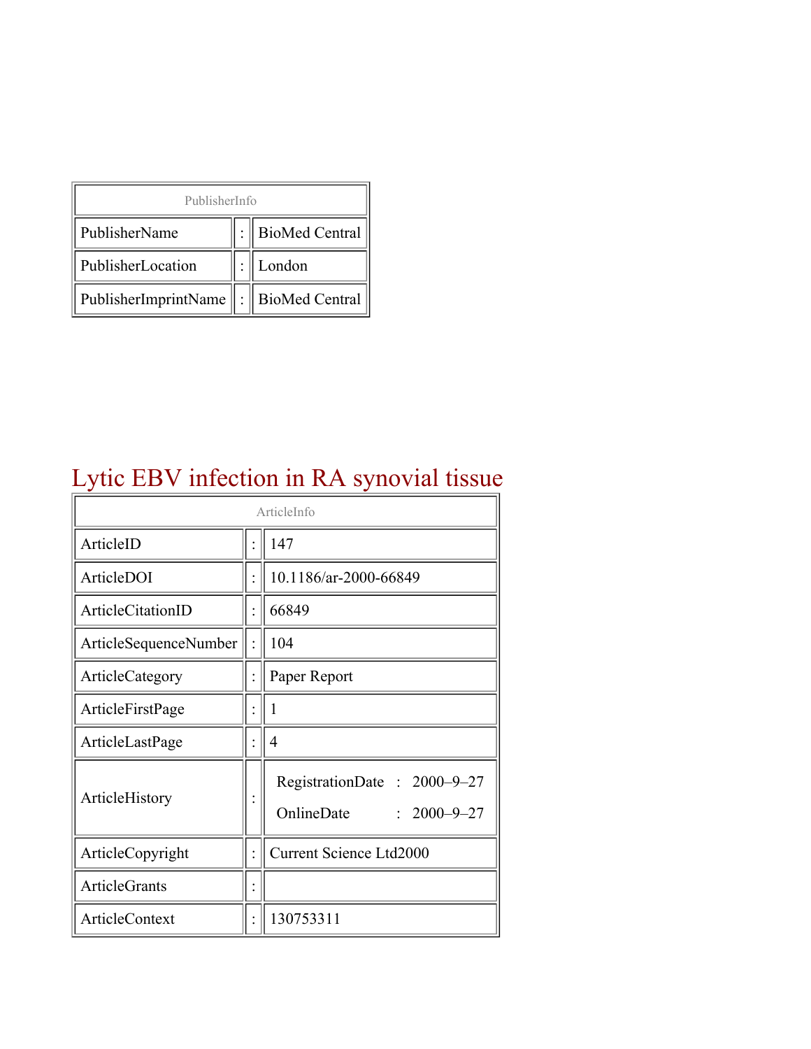| PublisherInfo | | |
|---|---|---|
| PublisherName | : | BioMed Central |
| PublisherLocation | : | London |
| PublisherImprintName | : | BioMed Central |

# Lytic EBV infection in RA synovial tissue

| ArticleInfo | | |
|---|---|---|
| ArticleID | : | 147 |
| ArticleDOI | : | 10.1186/ar-2000-66849 |
| ArticleCitationID | : | 66849 |
| ArticleSequenceNumber | : | 104 |
| ArticleCategory | : | Paper Report |
| ArticleFirstPage | : | 1 |
| ArticleLastPage | : | 4 |
| ArticleHistory | : | RegistrationDate : 2000–9–27<br>OnlineDate : 2000–9–27 |
| ArticleCopyright | : | Current Science Ltd2000 |
| ArticleGrants | : | |
| ArticleContext | : | 130753311 |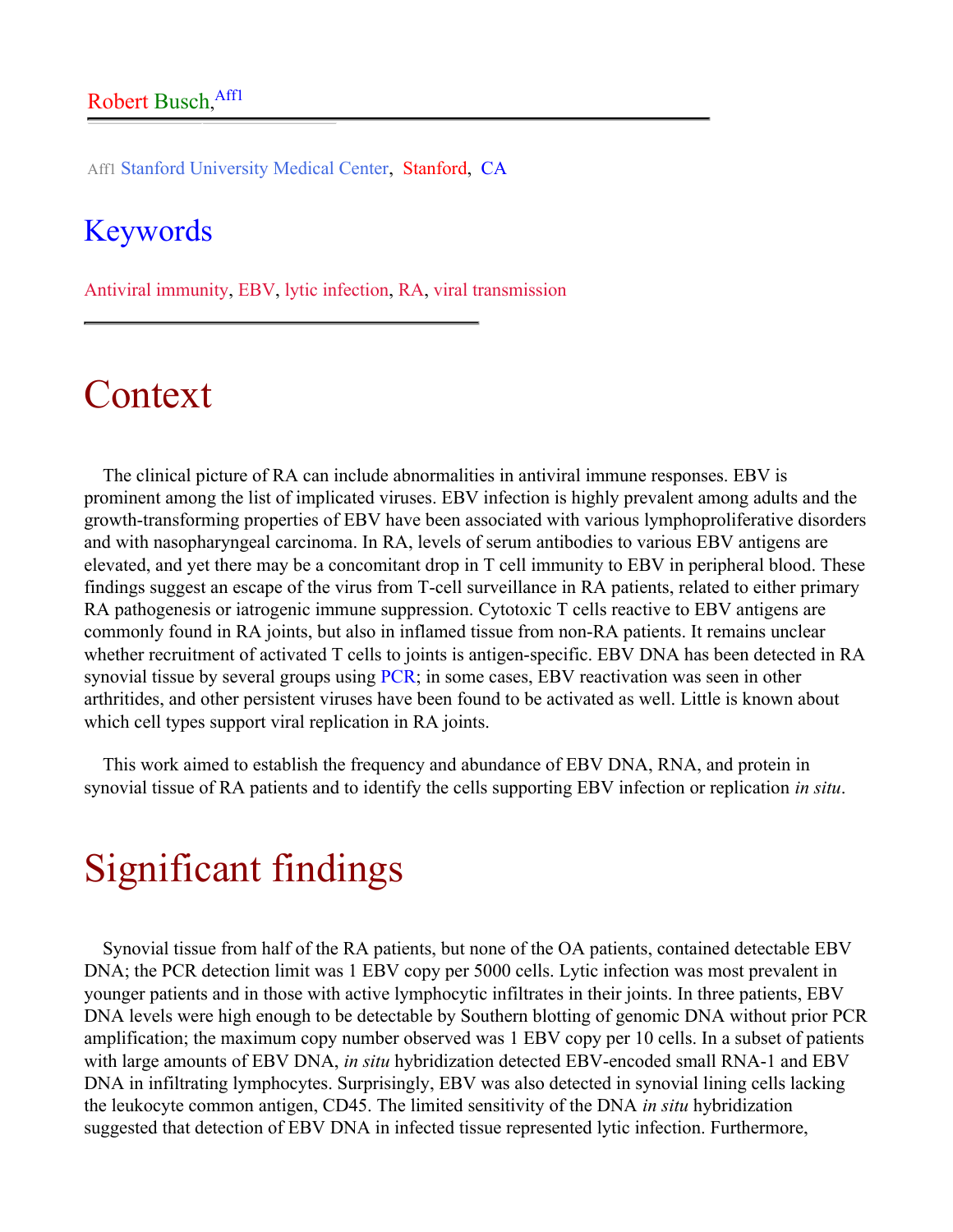Robert Busch,[Aff1]

[Aff1] Stanford University Medical Center, Stanford, CA

## Keywords

Antiviral immunity, EBV, lytic infection, RA, viral transmission

# Context

The clinical picture of RA can include abnormalities in antiviral immune responses. EBV is prominent among the list of implicated viruses. EBV infection is highly prevalent among adults and the growth-transforming properties of EBV have been associated with various lymphoproliferative disorders and with nasopharyngeal carcinoma. In RA, levels of serum antibodies to various EBV antigens are elevated, and yet there may be a concomitant drop in T cell immunity to EBV in peripheral blood. These findings suggest an escape of the virus from T-cell surveillance in RA patients, related to either primary RA pathogenesis or iatrogenic immune suppression. Cytotoxic T cells reactive to EBV antigens are commonly found in RA joints, but also in inflamed tissue from non-RA patients. It remains unclear whether recruitment of activated T cells to joints is antigen-specific. EBV DNA has been detected in RA synovial tissue by several groups using PCR; in some cases, EBV reactivation was seen in other arthritides, and other persistent viruses have been found to be activated as well. Little is known about which cell types support viral replication in RA joints.

This work aimed to establish the frequency and abundance of EBV DNA, RNA, and protein in synovial tissue of RA patients and to identify the cells supporting EBV infection or replication *in situ*.

# Significant findings

Synovial tissue from half of the RA patients, but none of the OA patients, contained detectable EBV DNA; the PCR detection limit was 1 EBV copy per 5000 cells. Lytic infection was most prevalent in younger patients and in those with active lymphocytic infiltrates in their joints. In three patients, EBV DNA levels were high enough to be detectable by Southern blotting of genomic DNA without prior PCR amplification; the maximum copy number observed was 1 EBV copy per 10 cells. In a subset of patients with large amounts of EBV DNA, *in situ* hybridization detected EBV-encoded small RNA-1 and EBV DNA in infiltrating lymphocytes. Surprisingly, EBV was also detected in synovial lining cells lacking the leukocyte common antigen, CD45. The limited sensitivity of the DNA *in situ* hybridization suggested that detection of EBV DNA in infected tissue represented lytic infection. Furthermore,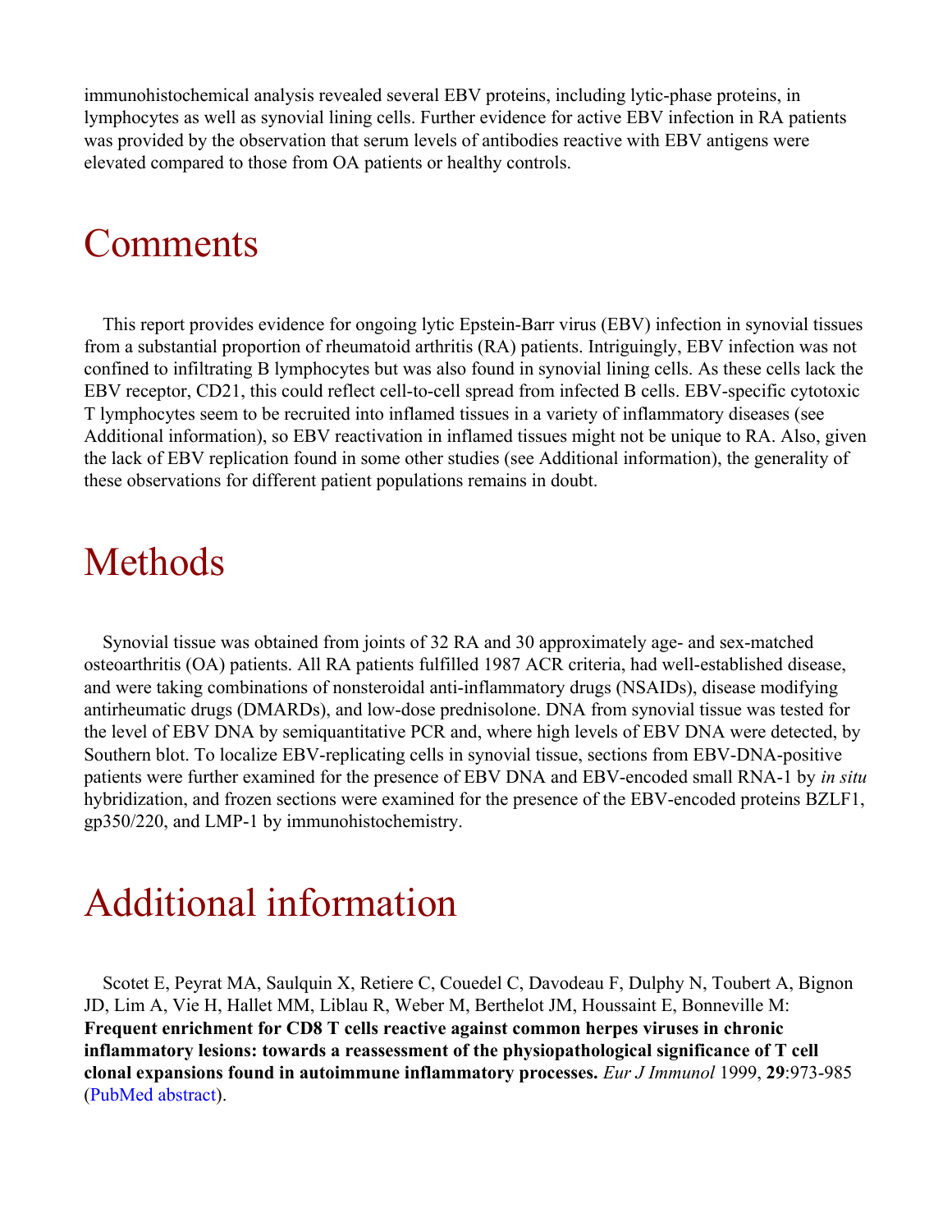immunohistochemical analysis revealed several EBV proteins, including lytic-phase proteins, in lymphocytes as well as synovial lining cells. Further evidence for active EBV infection in RA patients was provided by the observation that serum levels of antibodies reactive with EBV antigens were elevated compared to those from OA patients or healthy controls.

# Comments

This report provides evidence for ongoing lytic Epstein-Barr virus (EBV) infection in synovial tissues from a substantial proportion of rheumatoid arthritis (RA) patients. Intriguingly, EBV infection was not confined to infiltrating B lymphocytes but was also found in synovial lining cells. As these cells lack the EBV receptor, CD21, this could reflect cell-to-cell spread from infected B cells. EBV-specific cytotoxic T lymphocytes seem to be recruited into inflamed tissues in a variety of inflammatory diseases (see Additional information), so EBV reactivation in inflamed tissues might not be unique to RA. Also, given the lack of EBV replication found in some other studies (see Additional information), the generality of these observations for different patient populations remains in doubt.

# Methods

Synovial tissue was obtained from joints of 32 RA and 30 approximately age- and sex-matched osteoarthritis (OA) patients. All RA patients fulfilled 1987 ACR criteria, had well-established disease, and were taking combinations of nonsteroidal anti-inflammatory drugs (NSAIDs), disease modifying antirheumatic drugs (DMARDs), and low-dose prednisolone. DNA from synovial tissue was tested for the level of EBV DNA by semiquantitative PCR and, where high levels of EBV DNA were detected, by Southern blot. To localize EBV-replicating cells in synovial tissue, sections from EBV-DNA-positive patients were further examined for the presence of EBV DNA and EBV-encoded small RNA-1 by *in situ* hybridization, and frozen sections were examined for the presence of the EBV-encoded proteins BZLF1, gp350/220, and LMP-1 by immunohistochemistry.

# Additional information

Scotet E, Peyrat MA, Saulquin X, Retiere C, Couedel C, Davodeau F, Dulphy N, Toubert A, Bignon JD, Lim A, Vie H, Hallet MM, Liblau R, Weber M, Berthelot JM, Houssaint E, Bonneville M: **Frequent enrichment for CD8 T cells reactive against common herpes viruses in chronic inflammatory lesions: towards a reassessment of the physiopathological significance of T cell clonal expansions found in autoimmune inflammatory processes.** *Eur J Immunol* 1999, **29**:973-985 (PubMed abstract).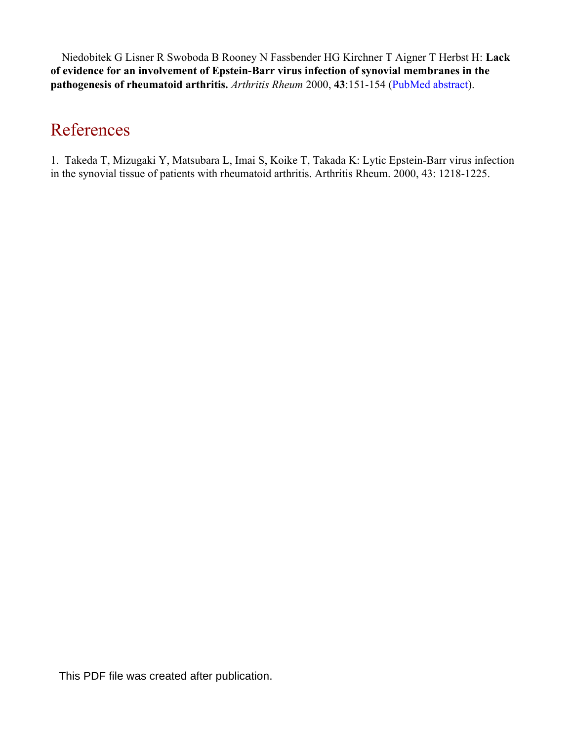Niedobitek G Lisner R Swoboda B Rooney N Fassbender HG Kirchner T Aigner T Herbst H: **Lack of evidence for an involvement of Epstein-Barr virus infection of synovial membranes in the pathogenesis of rheumatoid arthritis.** *Arthritis Rheum* 2000, **43**:151-154 (PubMed abstract).

## References

1. Takeda T, Mizugaki Y, Matsubara L, Imai S, Koike T, Takada K: Lytic Epstein-Barr virus infection in the synovial tissue of patients with rheumatoid arthritis. Arthritis Rheum. 2000, 43: 1218-1225.

This PDF file was created after publication.